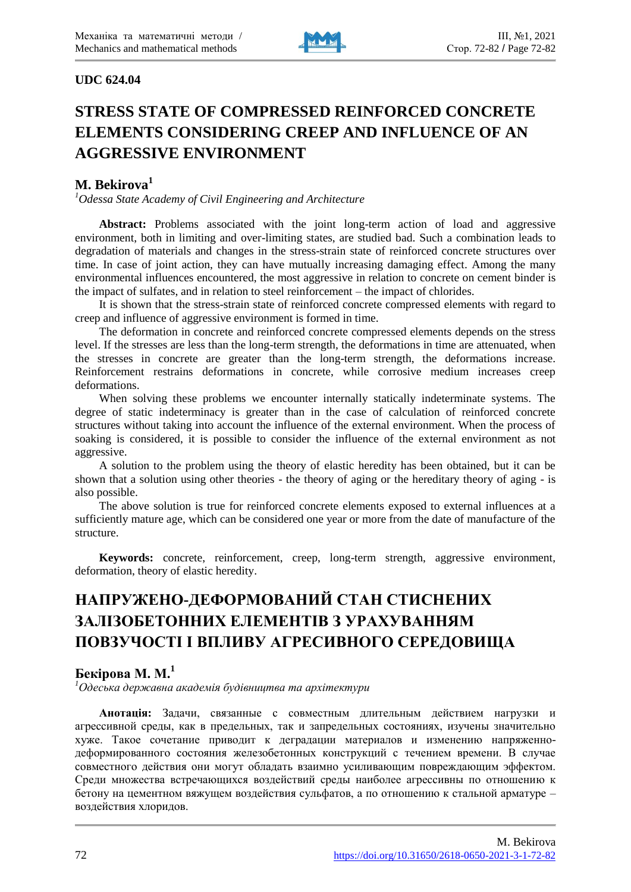**UDC 624.04**

# STRESS STATE OF COMPRESSED REINFORCED CONCRETE ELEMENTS CONSIDERING CREEP AND INFLUENCE OF AN AGGRESSIVE ENVIRONMENT

## M. Bekirova[1]

*[1]Odessa State Academy of Civil Engineering and Architecture*

**Abstract:** Problems associated with the joint long-term action of load and aggressive environment, both in limiting and over-limiting states, are studied bad. Such a combination leads to degradation of materials and changes in the stress-strain state of reinforced concrete structures over time. In case of joint action, they can have mutually increasing damaging effect. Among the many environmental influences encountered, the most aggressive in relation to concrete on cement binder is the impact of sulfates, and in relation to steel reinforcement – the impact of chlorides.

It is shown that the stress-strain state of reinforced concrete compressed elements with regard to creep and influence of aggressive environment is formed in time.

The deformation in concrete and reinforced concrete compressed elements depends on the stress level. If the stresses are less than the long-term strength, the deformations in time are attenuated, when the stresses in concrete are greater than the long-term strength, the deformations increase. Reinforcement restrains deformations in concrete, while corrosive medium increases creep deformations.

When solving these problems we encounter internally statically indeterminate systems. The degree of static indeterminacy is greater than in the case of calculation of reinforced concrete structures without taking into account the influence of the external environment. When the process of soaking is considered, it is possible to consider the influence of the external environment as not aggressive.

A solution to the problem using the theory of elastic heredity has been obtained, but it can be shown that a solution using other theories - the theory of aging or the hereditary theory of aging - is also possible.

The above solution is true for reinforced concrete elements exposed to external influences at a sufficiently mature age, which can be considered one year or more from the date of manufacture of the structure.

**Keywords:** concrete, reinforcement, creep, long-term strength, aggressive environment, deformation, theory of elastic heredity.

# НАПРУЖЕНО-ДЕФОРМОВАНИЙ СТАН СТИСНЕНИХ ЗАЛІЗОБЕТОННИХ ЕЛЕМЕНТІВ З УРАХУВАННЯМ ПОВЗУЧОСТІ І ВПЛИВУ АГРЕСИВНОГО СЕРЕДОВИЩА

## Бекірова М. М.[1]

*[1]Одеська державна академія будівництва та архітектури*

**Анотація:** Задачи, связанные с совместным длительным действием нагрузки и агрессивной среды, как в предельных, так и запредельных состояниях, изучены значительно хуже. Такое сочетание приводит к деградации материалов и изменению напряженно-деформированного состояния железобетонных конструкций с течением времени. В случае совместного действия они могут обладать взаимно усиливающим повреждающим эффектом. Среди множества встречающихся воздействий среды наиболее агрессивны по отношению к бетону на цементном вяжущем воздействия сульфатов, а по отношению к стальной арматуре – воздействия хлоридов.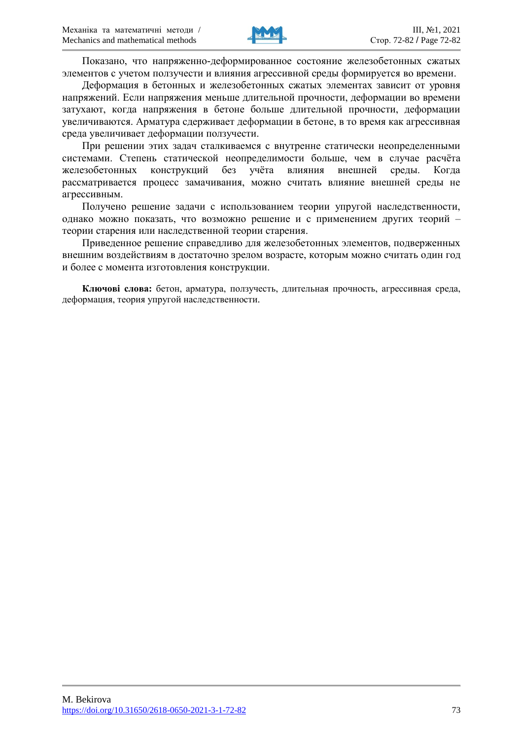Показано, что напряженно-деформированное состояние железобетонных сжатых элементов с учетом ползучести и влияния агрессивной среды формируется во времени.

Деформация в бетонных и железобетонных сжатых элементах зависит от уровня напряжений. Если напряжения меньше длительной прочности, деформации во времени затухают, когда напряжения в бетоне больше длительной прочности, деформации увеличиваются. Арматура сдерживает деформации в бетоне, в то время как агрессивная среда увеличивает деформации ползучести.

При решении этих задач сталкиваемся с внутренне статически неопределенными системами. Степень статической неопределимости больше, чем в случае расчёта железобетонных конструкций без учёта влияния внешней среды. Когда рассматривается процесс замачивания, можно считать влияние внешней среды не агрессивным.

Получено решение задачи с использованием теории упругой наследственности, однако можно показать, что возможно решение и с применением других теорий – теории старения или наследственной теории старения.

Приведенное решение справедливо для железобетонных элементов, подверженных внешним воздействиям в достаточно зрелом возрасте, которым можно считать один год и более с момента изготовления конструкции.

**Ключові слова:** бетон, арматура, ползучесть, длительная прочность, агрессивная среда, деформация, теория упругой наследственности.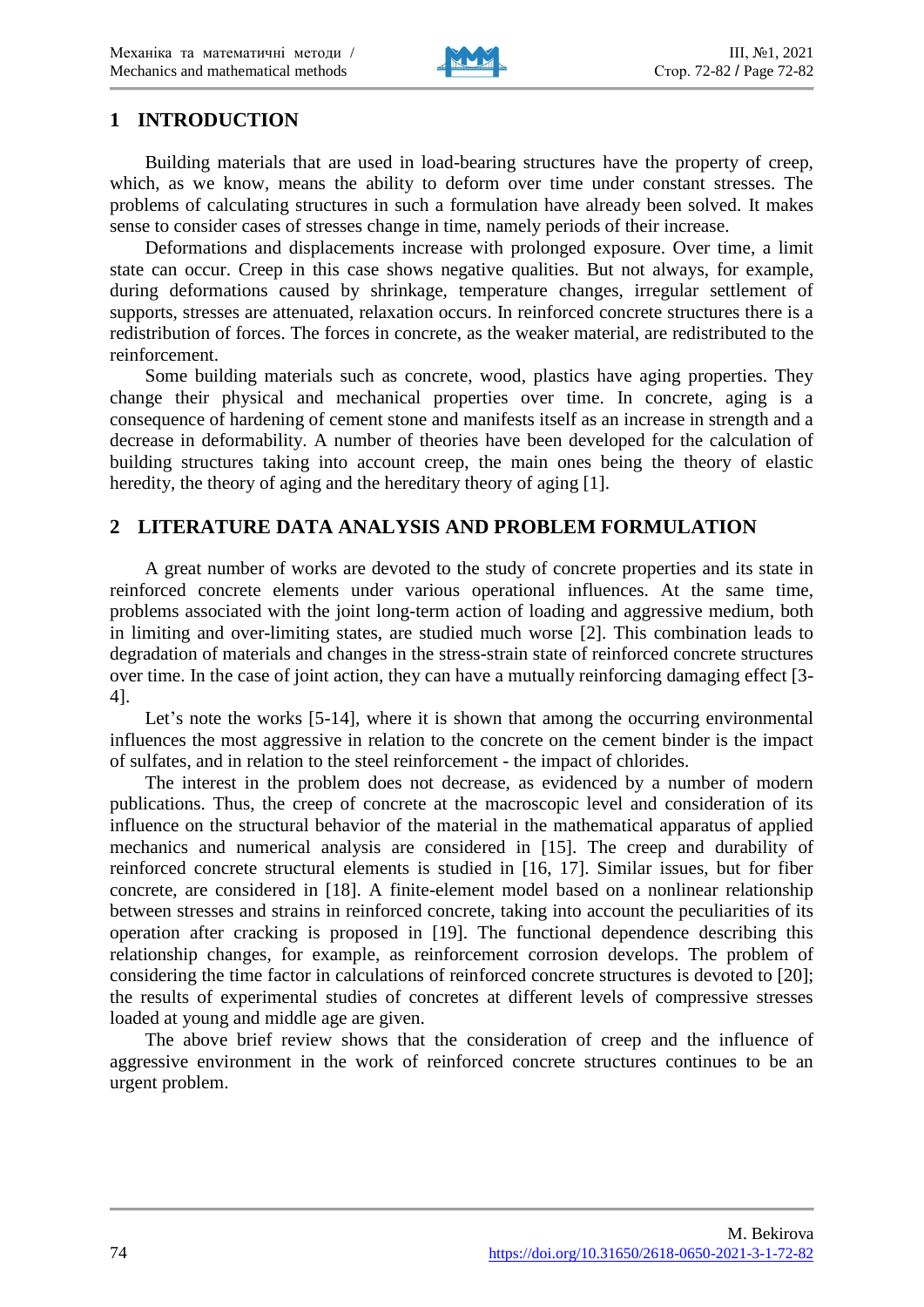## 1 INTRODUCTION

Building materials that are used in load-bearing structures have the property of creep, which, as we know, means the ability to deform over time under constant stresses. The problems of calculating structures in such a formulation have already been solved. It makes sense to consider cases of stresses change in time, namely periods of their increase.

Deformations and displacements increase with prolonged exposure. Over time, a limit state can occur. Creep in this case shows negative qualities. But not always, for example, during deformations caused by shrinkage, temperature changes, irregular settlement of supports, stresses are attenuated, relaxation occurs. In reinforced concrete structures there is a redistribution of forces. The forces in concrete, as the weaker material, are redistributed to the reinforcement.

Some building materials such as concrete, wood, plastics have aging properties. They change their physical and mechanical properties over time. In concrete, aging is a consequence of hardening of cement stone and manifests itself as an increase in strength and a decrease in deformability. A number of theories have been developed for the calculation of building structures taking into account creep, the main ones being the theory of elastic heredity, the theory of aging and the hereditary theory of aging [1].

## 2 LITERATURE DATA ANALYSIS AND PROBLEM FORMULATION

A great number of works are devoted to the study of concrete properties and its state in reinforced concrete elements under various operational influences. At the same time, problems associated with the joint long-term action of loading and aggressive medium, both in limiting and over-limiting states, are studied much worse [2]. This combination leads to degradation of materials and changes in the stress-strain state of reinforced concrete structures over time. In the case of joint action, they can have a mutually reinforcing damaging effect [3-4].

Let's note the works [5-14], where it is shown that among the occurring environmental influences the most aggressive in relation to the concrete on the cement binder is the impact of sulfates, and in relation to the steel reinforcement - the impact of chlorides.

The interest in the problem does not decrease, as evidenced by a number of modern publications. Thus, the creep of concrete at the macroscopic level and consideration of its influence on the structural behavior of the material in the mathematical apparatus of applied mechanics and numerical analysis are considered in [15]. The creep and durability of reinforced concrete structural elements is studied in [16, 17]. Similar issues, but for fiber concrete, are considered in [18]. A finite-element model based on a nonlinear relationship between stresses and strains in reinforced concrete, taking into account the peculiarities of its operation after cracking is proposed in [19]. The functional dependence describing this relationship changes, for example, as reinforcement corrosion develops. The problem of considering the time factor in calculations of reinforced concrete structures is devoted to [20]; the results of experimental studies of concretes at different levels of compressive stresses loaded at young and middle age are given.

The above brief review shows that the consideration of creep and the influence of aggressive environment in the work of reinforced concrete structures continues to be an urgent problem.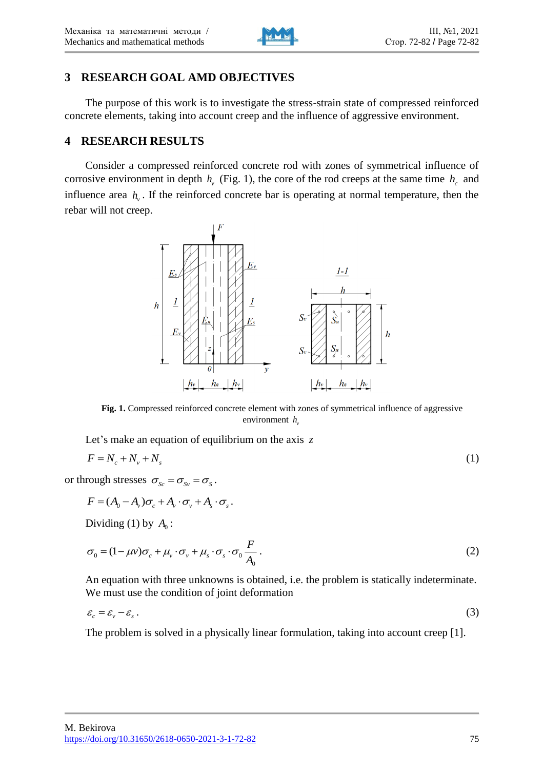## 3 RESEARCH GOAL AMD OBJECTIVES

The purpose of this work is to investigate the stress-strain state of compressed reinforced concrete elements, taking into account creep and the influence of aggressive environment.

## 4 RESEARCH RESULTS

Consider a compressed reinforced concrete rod with zones of symmetrical influence of corrosive environment in depth $h_v$ (Fig. 1), the core of the rod creeps at the same time $h_c$ and influence area $h_v$. If the reinforced concrete bar is operating at normal temperature, then the rebar will not creep.

**Fig. 1.** Compressed reinforced concrete element with zones of symmetrical influence of aggressive environment $h_v$

Let's make an equation of equilibrium on the axis $z$

$$F = N_c + N_v + N_s \tag{1}$$

or through stresses $\sigma_{Sc} = \sigma_{Sv} = \sigma_S$.

$$F = (A_0 - A_v)\sigma_c + A_v \cdot \sigma_v + A_s \cdot \sigma_s.$$

Dividing (1) by $A_0$:

$$\sigma_0 = (1 - \mu v)\sigma_c + \mu_v \cdot \sigma_v + \mu_s \cdot \sigma_s \cdot \sigma_0 \frac{F}{A_0}. \tag{2}$$

An equation with three unknowns is obtained, i.e. the problem is statically indeterminate. We must use the condition of joint deformation

$$\varepsilon_c = \varepsilon_v - \varepsilon_s. \tag{3}$$

The problem is solved in a physically linear formulation, taking into account creep [1].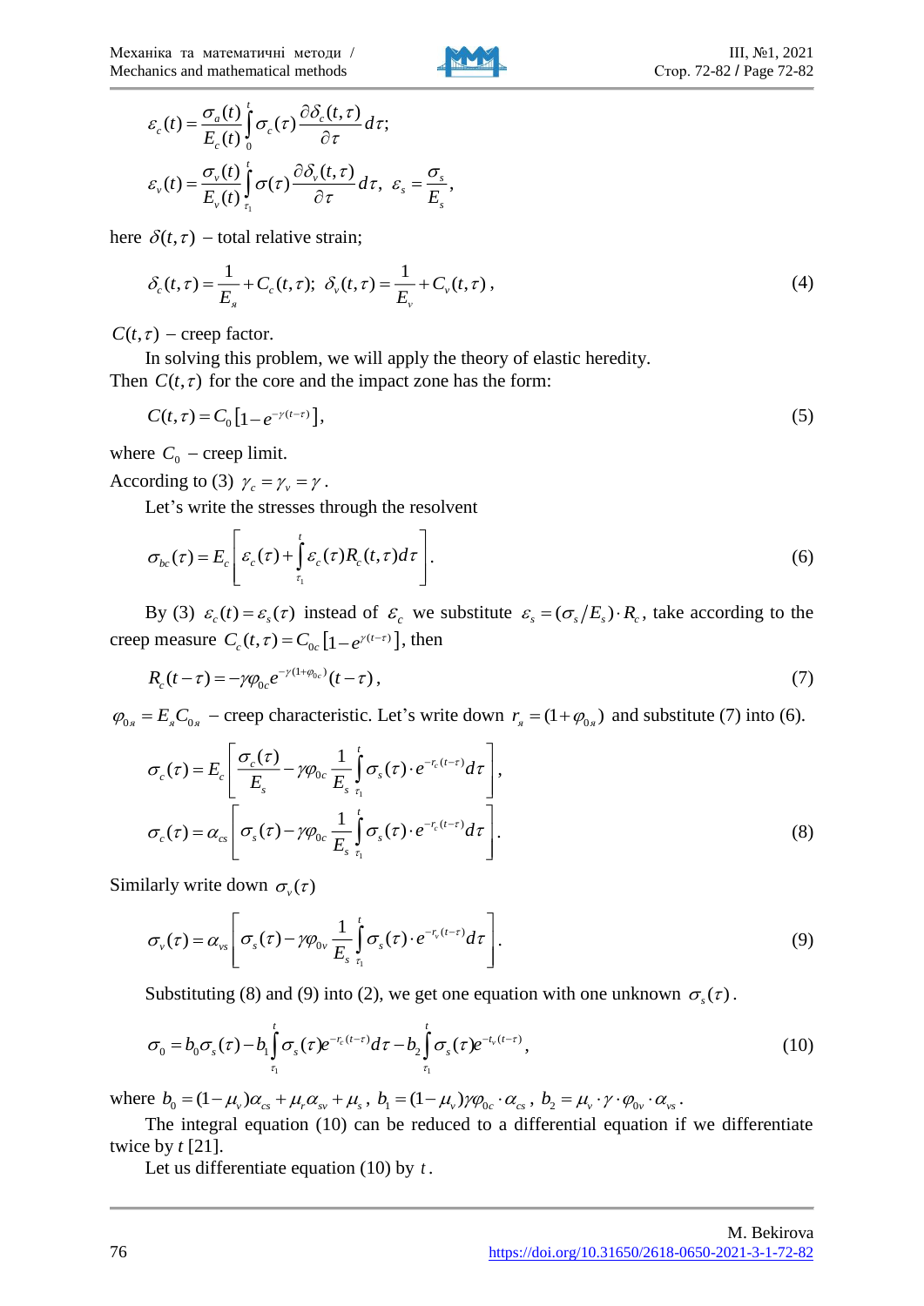$$\varepsilon_c(t)=\frac{\sigma_a(t)}{E_c(t)}\int_0^t\sigma_c(\tau)\frac{\partial\delta_c(t,\tau)}{\partial\tau}d\tau;$$

$$\varepsilon_v(t)=\frac{\sigma_v(t)}{E_v(t)}\int_{\tau_1}^t\sigma(\tau)\frac{\partial\delta_v(t,\tau)}{\partial\tau}d\tau,\ \ \varepsilon_s=\frac{\sigma_s}{E_s},$$

here $\delta(t,\tau)$ – total relative strain;

$$\delta_c(t,\tau)=\frac{1}{E_я}+C_c(t,\tau);\ \ \delta_v(t,\tau)=\frac{1}{E_v}+C_v(t,\tau)\,, \tag{4}$$

$C(t,\tau)$ – creep factor.

In solving this problem, we will apply the theory of elastic heredity.
Then $C(t,\tau)$ for the core and the impact zone has the form:

$$C(t,\tau)=C_0\left[1-e^{-\gamma(t-\tau)}\right], \tag{5}$$

where $C_0$ – creep limit.

According to (3) $\gamma_c=\gamma_v=\gamma$.

Let's write the stresses through the resolvent

$$\sigma_{bc}(\tau)=E_c\left[\varepsilon_c(\tau)+\int_{\tau_1}^t\varepsilon_c(\tau)R_c(t,\tau)d\tau\right]. \tag{6}$$

By (3) $\varepsilon_c(t)=\varepsilon_s(\tau)$ instead of $\varepsilon_c$ we substitute $\varepsilon_s=(\sigma_s/E_s)\cdot R_c$, take according to the creep measure $C_c(t,\tau)=C_{0c}\left[1-e^{\gamma(t-\tau)}\right]$, then

$$R_c(t-\tau)=-\gamma\varphi_{0c}e^{-\gamma(1+\varphi_{0c})}(t-\tau)\,, \tag{7}$$

$\varphi_{0я}=E_яC_{0я}$ – creep characteristic. Let's write down $r_я=(1+\varphi_{0я})$ and substitute (7) into (6).

$$\sigma_c(\tau)=E_c\left[\frac{\sigma_c(\tau)}{E_s}-\gamma\varphi_{0c}\frac{1}{E_s}\int_{\tau_1}^t\sigma_s(\tau)\cdot e^{-r_c(t-\tau)}d\tau\right],$$

$$\sigma_c(\tau)=\alpha_{cs}\left[\sigma_s(\tau)-\gamma\varphi_{0c}\frac{1}{E_s}\int_{\tau_1}^t\sigma_s(\tau)\cdot e^{-r_c(t-\tau)}d\tau\right]. \tag{8}$$

Similarly write down $\sigma_v(\tau)$

$$\sigma_v(\tau)=\alpha_{vs}\left[\sigma_s(\tau)-\gamma\varphi_{0v}\frac{1}{E_s}\int_{\tau_1}^t\sigma_s(\tau)\cdot e^{-r_v(t-\tau)}d\tau\right]. \tag{9}$$

Substituting (8) and (9) into (2), we get one equation with one unknown $\sigma_s(\tau)$.

$$\sigma_0=b_0\sigma_s(\tau)-b_1\int_{\tau_1}^t\sigma_s(\tau)e^{-r_c(t-\tau)}d\tau-b_2\int_{\tau_1}^t\sigma_s(\tau)e^{-t_v(t-\tau)}, \tag{10}$$

where $b_0=(1-\mu_v)\alpha_{cs}+\mu_r\alpha_{sv}+\mu_s$, $b_1=(1-\mu_v)\gamma\varphi_{0c}\cdot\alpha_{cs}$, $b_2=\mu_v\cdot\gamma\cdot\varphi_{0v}\cdot\alpha_{vs}$.

The integral equation (10) can be reduced to a differential equation if we differentiate twice by *t* [21].

Let us differentiate equation (10) by $t$.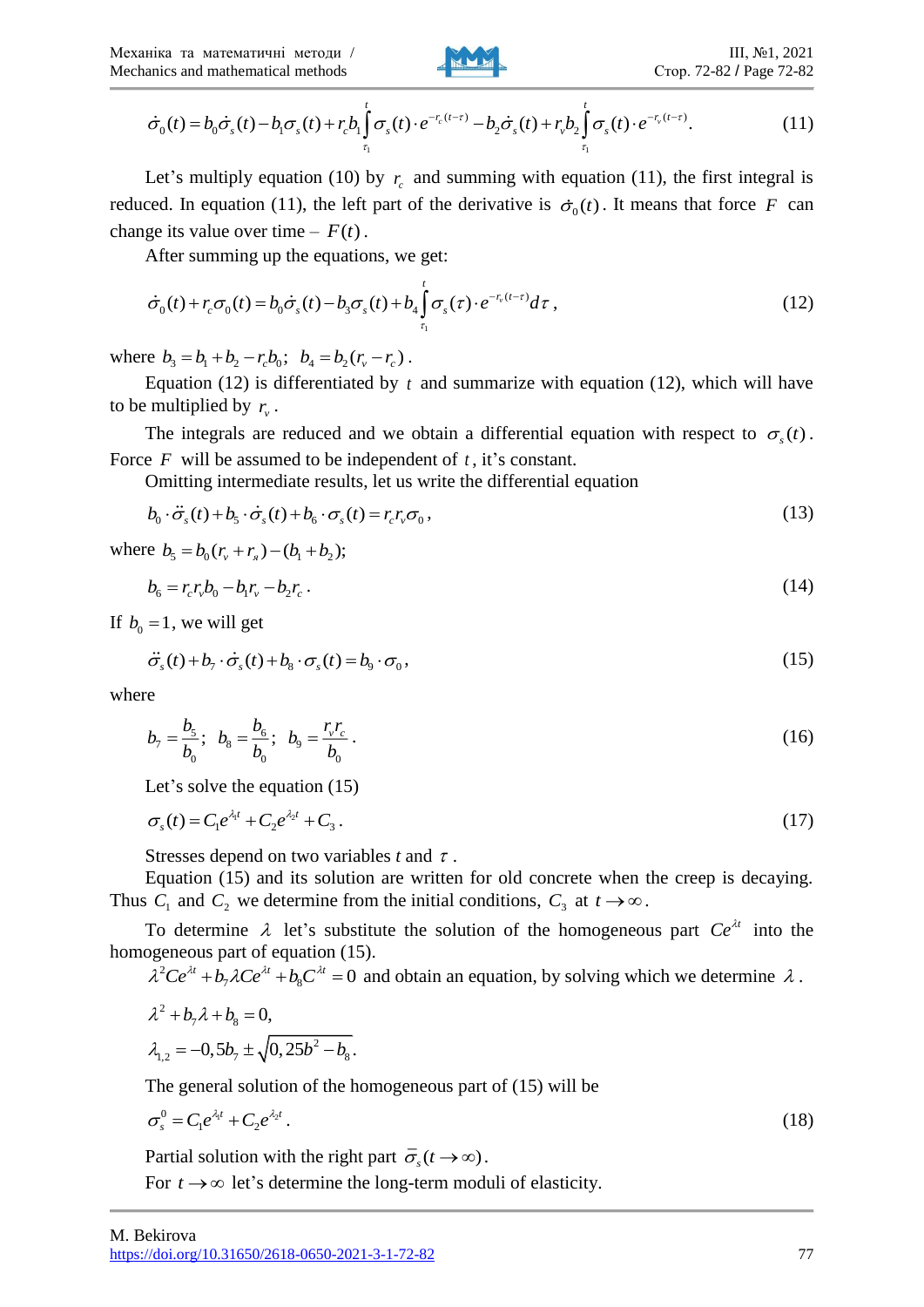$$\dot{\sigma}_0(t) = b_0\dot{\sigma}_s(t) - b_1\sigma_s(t) + r_c b_1 \int_{\tau_1}^{t} \sigma_s(t)\cdot e^{-r_c(t-\tau)} - b_2\dot{\sigma}_s(t) + r_v b_2 \int_{\tau_1}^{t} \sigma_s(t)\cdot e^{-r_v(t-\tau)}. \tag{11}$$

Let's multiply equation (10) by $r_c$ and summing with equation (11), the first integral is reduced. In equation (11), the left part of the derivative is $\dot{\sigma}_0(t)$. It means that force $F$ can change its value over time – $F(t)$.

After summing up the equations, we get:

$$\dot{\sigma}_0(t) + r_c\sigma_0(t) = b_0\dot{\sigma}_s(t) - b_3\sigma_s(t) + b_4 \int_{\tau_1}^{t} \sigma_s(\tau)\cdot e^{-r_v(t-\tau)} d\tau, \tag{12}$$

where $b_3 = b_1 + b_2 - r_c b_0$; $b_4 = b_2(r_v - r_c)$.

Equation (12) is differentiated by $t$ and summarize with equation (12), which will have to be multiplied by $r_v$.

The integrals are reduced and we obtain a differential equation with respect to $\sigma_s(t)$. Force $F$ will be assumed to be independent of $t$, it's constant.

Omitting intermediate results, let us write the differential equation

$$b_0\cdot\ddot{\sigma}_s(t) + b_5\cdot\dot{\sigma}_s(t) + b_6\cdot\sigma_s(t) = r_c r_v \sigma_0, \tag{13}$$

where $b_5 = b_0(r_v + r_я) - (b_1 + b_2)$;

$$b_6 = r_c r_v b_0 - b_1 r_v - b_2 r_c. \tag{14}$$

If $b_0 = 1$, we will get

$$\ddot{\sigma}_s(t) + b_7\cdot\dot{\sigma}_s(t) + b_8\cdot\sigma_s(t) = b_9\cdot\sigma_0, \tag{15}$$

where

$$b_7 = \frac{b_5}{b_0};\ \ b_8 = \frac{b_6}{b_0};\ \ b_9 = \frac{r_v r_c}{b_0}. \tag{16}$$

Let's solve the equation (15)

$$\sigma_s(t) = C_1 e^{\lambda_1 t} + C_2 e^{\lambda_2 t} + C_3. \tag{17}$$

Stresses depend on two variables $t$ and $\tau$.

Equation (15) and its solution are written for old concrete when the creep is decaying. Thus $C_1$ and $C_2$ we determine from the initial conditions, $C_3$ at $t \to \infty$.

To determine $\lambda$ let's substitute the solution of the homogeneous part $Ce^{\lambda t}$ into the homogeneous part of equation (15).

$\lambda^2 Ce^{\lambda t} + b_7\lambda Ce^{\lambda t} + b_8 C^{\lambda t} = 0$ and obtain an equation, by solving which we determine $\lambda$.

$$\lambda^2 + b_7\lambda + b_8 = 0,$$

$$\lambda_{1,2} = -0{,}5b_7 \pm \sqrt{0{,}25b^2 - b_8}.$$

The general solution of the homogeneous part of (15) will be

$$\sigma_s^0 = C_1 e^{\lambda_1 t} + C_2 e^{\lambda_2 t}. \tag{18}$$

Partial solution with the right part $\bar{\sigma}_s(t \to \infty)$.

For $t \to \infty$ let's determine the long-term moduli of elasticity.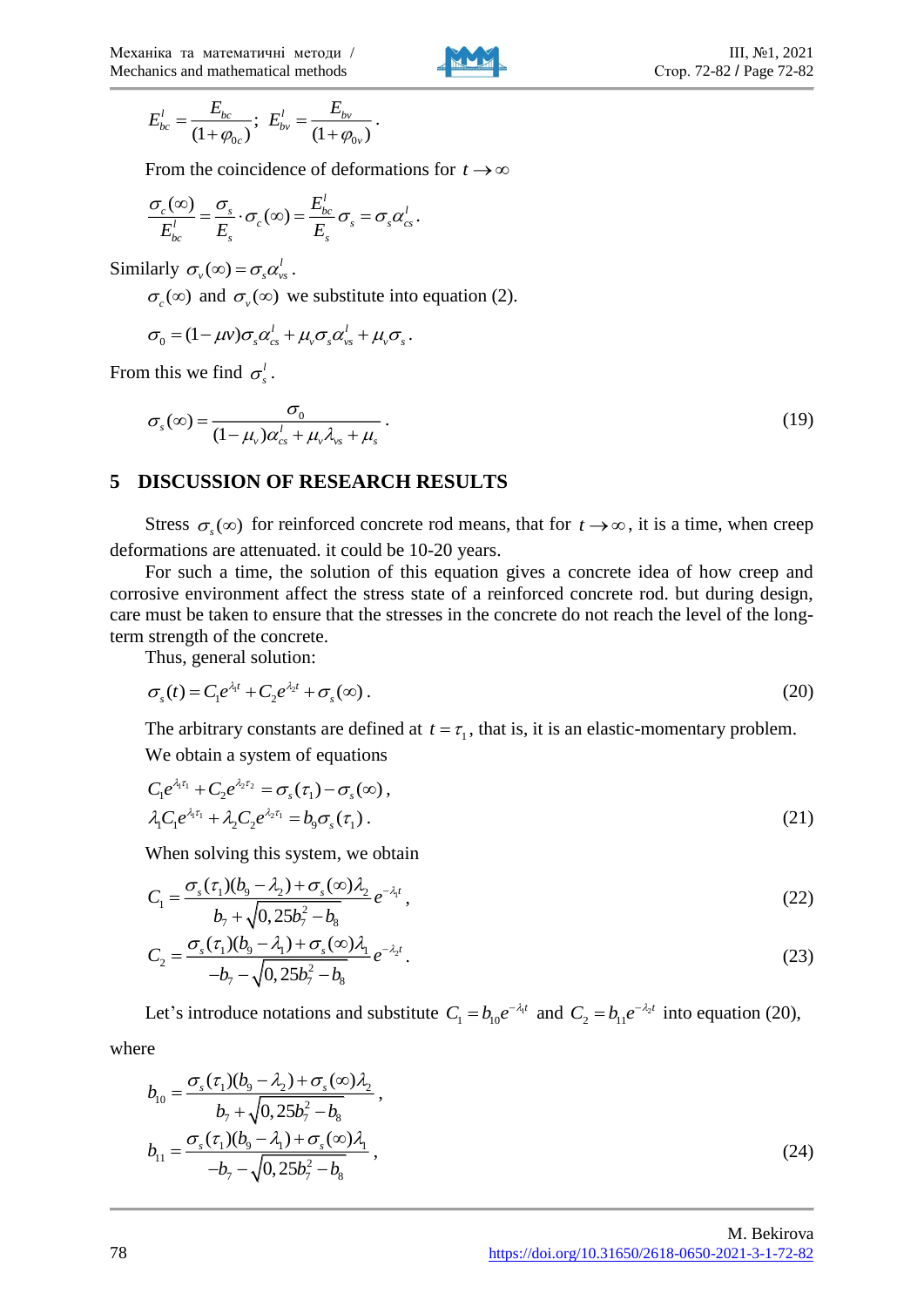$$E_{bc}^{l} = \frac{E_{bc}}{(1+\varphi_{0c})};\; E_{bv}^{l} = \frac{E_{bv}}{(1+\varphi_{0v})}.$$

From the coincidence of deformations for $t \to \infty$

$$\frac{\sigma_c(\infty)}{E_{bc}^{l}} = \frac{\sigma_s}{E_s} \cdot \sigma_c(\infty) = \frac{E_{bc}^{l}}{E_s}\sigma_s = \sigma_s \alpha_{cs}^{l}.$$

Similarly $\sigma_v(\infty) = \sigma_s \alpha_{vs}^{l}$.

$\sigma_c(\infty)$ and $\sigma_v(\infty)$ we substitute into equation (2).

$$\sigma_0 = (1-\mu\nu)\sigma_s \alpha_{cs}^{l} + \mu_v \sigma_s \alpha_{vs}^{l} + \mu_v \sigma_s.$$

From this we find $\sigma_s^{l}$.

$$\sigma_s(\infty) = \frac{\sigma_0}{(1-\mu_v)\alpha_{cs}^{l} + \mu_v \lambda_{vs} + \mu_s}. \tag{19}$$

## 5 DISCUSSION OF RESEARCH RESULTS

Stress $\sigma_s(\infty)$ for reinforced concrete rod means, that for $t \to \infty$, it is a time, when creep deformations are attenuated. it could be 10-20 years.

For such a time, the solution of this equation gives a concrete idea of how creep and corrosive environment affect the stress state of a reinforced concrete rod. but during design, care must be taken to ensure that the stresses in the concrete do not reach the level of the long-term strength of the concrete.

Thus, general solution:

$$\sigma_s(t) = C_1 e^{\lambda_1 t} + C_2 e^{\lambda_2 t} + \sigma_s(\infty). \tag{20}$$

The arbitrary constants are defined at $t = \tau_1$, that is, it is an elastic-momentary problem.

We obtain a system of equations

$$C_1 e^{\lambda_1 \tau_1} + C_2 e^{\lambda_2 \tau_2} = \sigma_s(\tau_1) - \sigma_s(\infty),$$
$$\lambda_1 C_1 e^{\lambda_1 \tau_1} + \lambda_2 C_2 e^{\lambda_2 \tau_1} = b_9 \sigma_s(\tau_1). \tag{21}$$

When solving this system, we obtain

$$C_1 = \frac{\sigma_s(\tau_1)(b_9 - \lambda_2) + \sigma_s(\infty)\lambda_2}{b_7 + \sqrt{0,25 b_7^2 - b_8}} e^{-\lambda_1 t}, \tag{22}$$

$$C_2 = \frac{\sigma_s(\tau_1)(b_9 - \lambda_1) + \sigma_s(\infty)\lambda_1}{-b_7 - \sqrt{0,25 b_7^2 - b_8}} e^{-\lambda_2 t}. \tag{23}$$

Let's introduce notations and substitute $C_1 = b_{10} e^{-\lambda_1 t}$ and $C_2 = b_{11} e^{-\lambda_2 t}$ into equation (20), where

$$b_{10} = \frac{\sigma_s(\tau_1)(b_9 - \lambda_2) + \sigma_s(\infty)\lambda_2}{b_7 + \sqrt{0,25 b_7^2 - b_8}},$$
$$b_{11} = \frac{\sigma_s(\tau_1)(b_9 - \lambda_1) + \sigma_s(\infty)\lambda_1}{-b_7 - \sqrt{0,25 b_7^2 - b_8}}, \tag{24}$$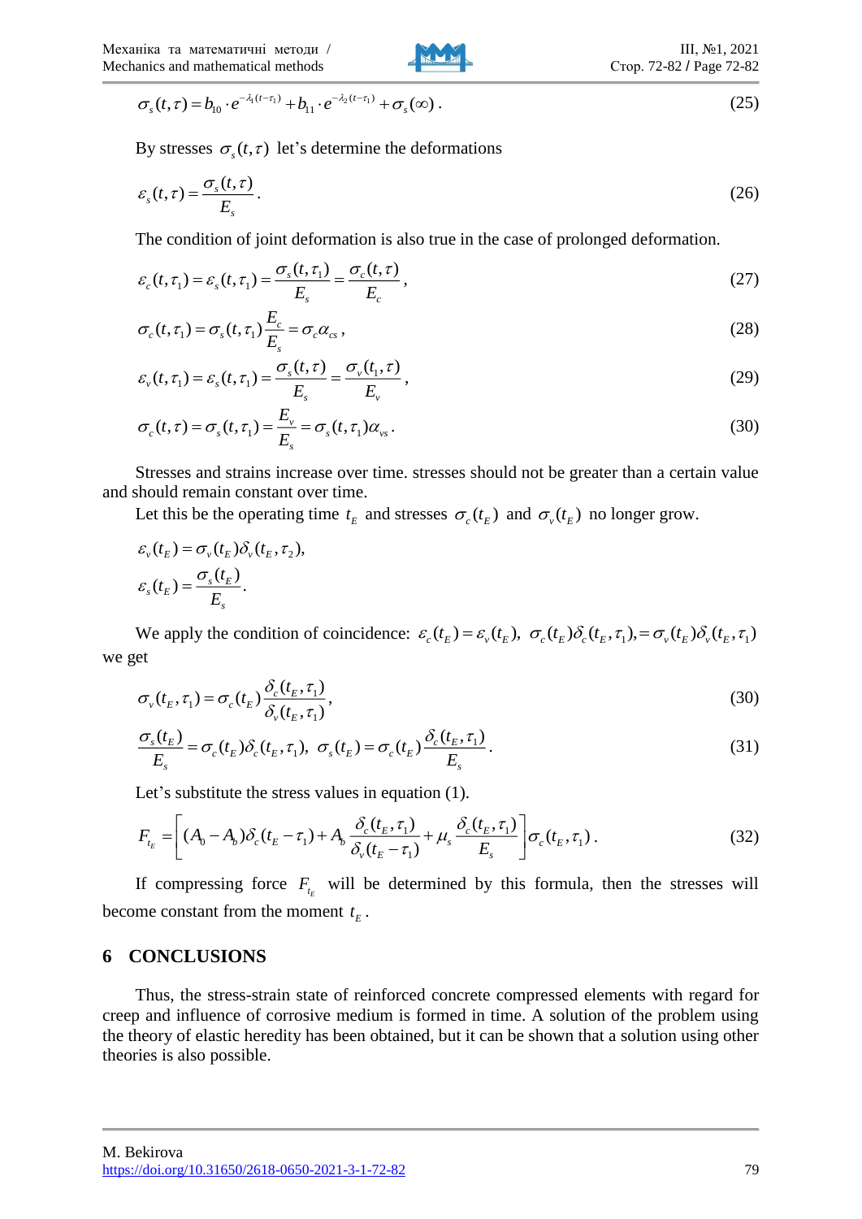$$\sigma_s(t,\tau) = b_{10}\cdot e^{-\lambda_1(t-\tau_1)} + b_{11}\cdot e^{-\lambda_2(t-\tau_1)} + \sigma_s(\infty)\,. \tag{25}$$

By stresses $\sigma_s(t,\tau)$ let's determine the deformations

$$\varepsilon_s(t,\tau) = \frac{\sigma_s(t,\tau)}{E_s}. \tag{26}$$

The condition of joint deformation is also true in the case of prolonged deformation.

$$\varepsilon_c(t,\tau_1) = \varepsilon_s(t,\tau_1) = \frac{\sigma_s(t,\tau_1)}{E_s} = \frac{\sigma_c(t,\tau)}{E_c}, \tag{27}$$

$$\sigma_c(t,\tau_1) = \sigma_s(t,\tau_1)\frac{E_c}{E_s} = \sigma_c\alpha_{cs}\,, \tag{28}$$

$$\varepsilon_v(t,\tau_1) = \varepsilon_s(t,\tau_1) = \frac{\sigma_s(t,\tau)}{E_s} = \frac{\sigma_v(t_1,\tau)}{E_v}, \tag{29}$$

$$\sigma_c(t,\tau) = \sigma_s(t,\tau_1) = \frac{E_v}{E_s} = \sigma_s(t,\tau_1)\alpha_{vs}\,. \tag{30}$$

Stresses and strains increase over time. stresses should not be greater than a certain value and should remain constant over time.

Let this be the operating time $t_E$ and stresses $\sigma_c(t_E)$ and $\sigma_v(t_E)$ no longer grow.

$$\varepsilon_v(t_E) = \sigma_v(t_E)\delta_v(t_E,\tau_2),$$

$$\varepsilon_s(t_E) = \frac{\sigma_s(t_E)}{E_s}.$$

We apply the condition of coincidence: $\varepsilon_c(t_E) = \varepsilon_v(t_E),\ \sigma_c(t_E)\delta_c(t_E,\tau_1), = \sigma_v(t_E)\delta_v(t_E,\tau_1)$ we get

$$\sigma_v(t_E,\tau_1) = \sigma_c(t_E)\frac{\delta_c(t_E,\tau_1)}{\delta_v(t_E,\tau_1)}, \tag{30}$$

$$\frac{\sigma_s(t_E)}{E_s} = \sigma_c(t_E)\delta_c(t_E,\tau_1),\ \ \sigma_s(t_E) = \sigma_c(t_E)\frac{\delta_c(t_E,\tau_1)}{E_s}. \tag{31}$$

Let's substitute the stress values in equation (1).

$$F_{t_E} = \left[(A_0 - A_b)\delta_c(t_E - \tau_1) + A_b\frac{\delta_c(t_E,\tau_1)}{\delta_v(t_E-\tau_1)} + \mu_s\frac{\delta_c(t_E,\tau_1)}{E_s}\right]\sigma_c(t_E,\tau_1)\,. \tag{32}$$

If compressing force $F_{t_E}$ will be determined by this formula, then the stresses will become constant from the moment $t_E$.

## 6 CONCLUSIONS

Thus, the stress-strain state of reinforced concrete compressed elements with regard for creep and influence of corrosive medium is formed in time. A solution of the problem using the theory of elastic heredity has been obtained, but it can be shown that a solution using other theories is also possible.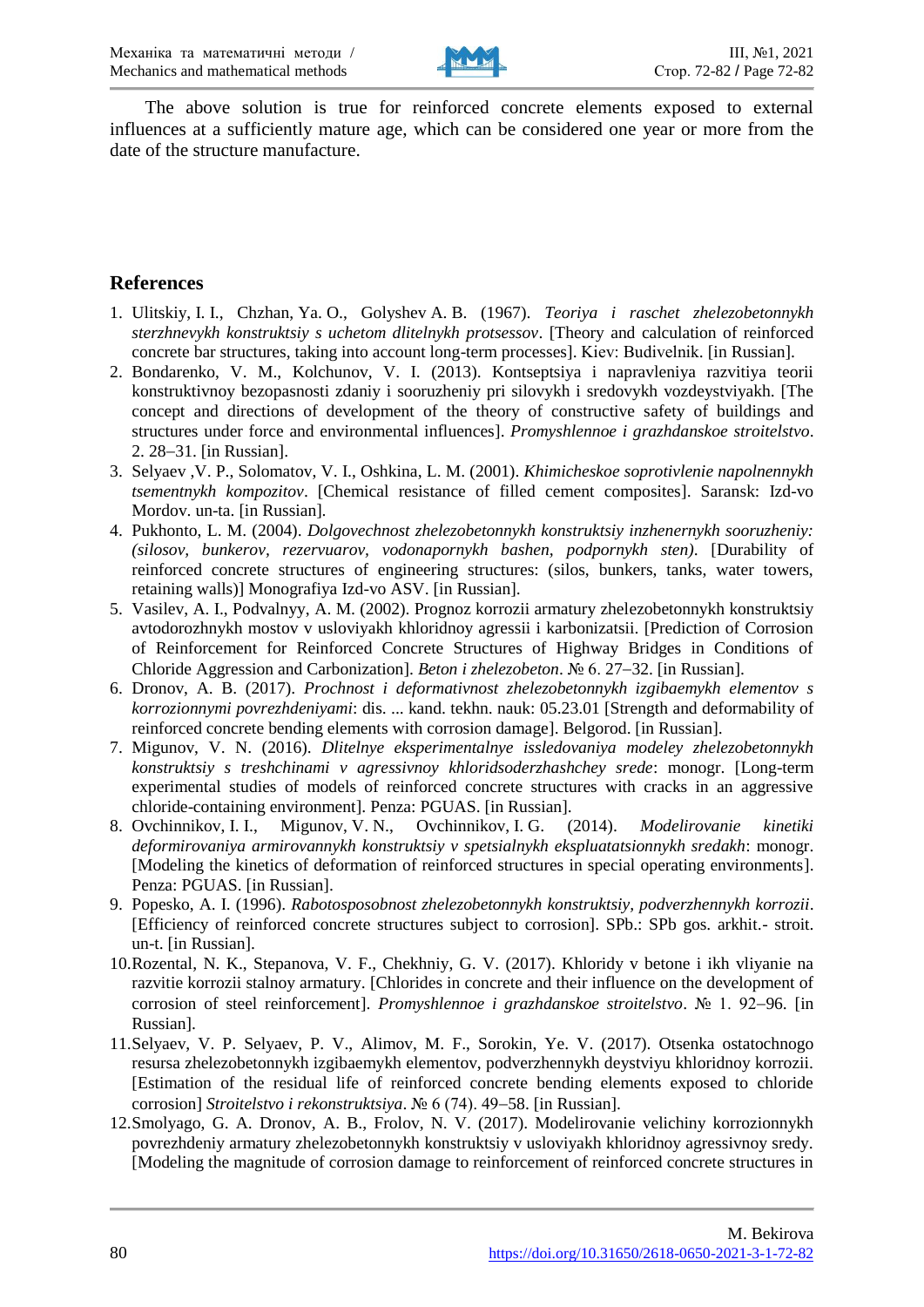The above solution is true for reinforced concrete elements exposed to external influences at a sufficiently mature age, which can be considered one year or more from the date of the structure manufacture.

## References

1. Ulitskiy, I. I., Chzhan, Ya. O., Golyshev A. B. (1967). *Teoriya i raschet zhelezobetonnykh sterzhnevykh konstruktsiy s uchetom dlitelnykh protsessov*. [Theory and calculation of reinforced concrete bar structures, taking into account long-term processes]. Kiev: Budivelnik. [in Russian].
2. Bondarenko, V. M., Kolchunov, V. I. (2013). Kontseptsiya i napravleniya razvitiya teorii konstruktivnoy bezopasnosti zdaniy i sooruzheniy pri silovykh i sredovykh vozdeystviyakh. [The concept and directions of development of the theory of constructive safety of buildings and structures under force and environmental influences]. *Promyshlennoe i grazhdanskoe stroitelstvo*. 2. 28–31. [in Russian].
3. Selyaev ,V. P., Solomatov, V. I., Oshkina, L. M. (2001). *Khimicheskoe soprotivlenie napolnennykh tsementnykh kompozitov*. [Chemical resistance of filled cement composites]. Saransk: Izd-vo Mordov. un-ta. [in Russian].
4. Pukhonto, L. M. (2004). *Dolgovechnost zhelezobetonnykh konstruktsiy inzhenernykh sooruzheniy: (silosov, bunkerov, rezervuarov, vodonapornykh bashen, podpornykh sten)*. [Durability of reinforced concrete structures of engineering structures: (silos, bunkers, tanks, water towers, retaining walls)] Monografiya Izd-vo ASV. [in Russian].
5. Vasilev, A. I., Podvalnyy, A. M. (2002). Prognoz korrozii armatury zhelezobetonnykh konstruktsiy avtodorozhnykh mostov v usloviyakh khloridnoy agressii i karbonizatsii. [Prediction of Corrosion of Reinforcement for Reinforced Concrete Structures of Highway Bridges in Conditions of Chloride Aggression and Carbonization]. *Beton i zhelezobeton*. № 6. 27–32. [in Russian].
6. Dronov, A. B. (2017). *Prochnost i deformativnost zhelezobetonnykh izgibaemykh elementov s korrozionnymi povrezhdeniyami*: dis. ... kand. tekhn. nauk: 05.23.01 [Strength and deformability of reinforced concrete bending elements with corrosion damage]. Belgorod. [in Russian].
7. Migunov, V. N. (2016). *Dlitelnye eksperimentalnye issledovaniya modeley zhelezobetonnykh konstruktsiy s treshchinami v agressivnoy khloridsoderzhashchey srede*: monogr. [Long-term experimental studies of models of reinforced concrete structures with cracks in an aggressive chloride-containing environment]. Penza: PGUAS. [in Russian].
8. Ovchinnikov, I. I., Migunov, V. N., Ovchinnikov, I. G. (2014). *Modelirovanie kinetiki deformirovaniya armirovannykh konstruktsiy v spetsialnykh ekspluatatsionnykh sredakh*: monogr. [Modeling the kinetics of deformation of reinforced structures in special operating environments]. Penza: PGUAS. [in Russian].
9. Popesko, A. I. (1996). *Rabotosposobnost zhelezobetonnykh konstruktsiy, podverzhennykh korrozii*. [Efficiency of reinforced concrete structures subject to corrosion]. SPb.: SPb gos. arkhit.- stroit. un-t. [in Russian].
10. Rozental, N. K., Stepanova, V. F., Chekhniy, G. V. (2017). Khloridy v betone i ikh vliyanie na razvitie korrozii stalnoy armatury. [Chlorides in concrete and their influence on the development of corrosion of steel reinforcement]. *Promyshlennoe i grazhdanskoe stroitelstvo*. № 1. 92–96. [in Russian].
11. Selyaev, V. P. Selyaev, P. V., Alimov, M. F., Sorokin, Ye. V. (2017). Otsenka ostatochnogo resursa zhelezobetonnykh izgibaemykh elementov, podverzhennykh deystviyu khloridnoy korrozii. [Estimation of the residual life of reinforced concrete bending elements exposed to chloride corrosion] *Stroitelstvo i rekonstruktsiya*. № 6 (74). 49–58. [in Russian].
12. Smolyago, G. A. Dronov, A. B., Frolov, N. V. (2017). Modelirovanie velichiny korrozionnykh povrezhdeniy armatury zhelezobetonnykh konstruktsiy v usloviyakh khloridnoy agressivnoy sredy. [Modeling the magnitude of corrosion damage to reinforcement of reinforced concrete structures in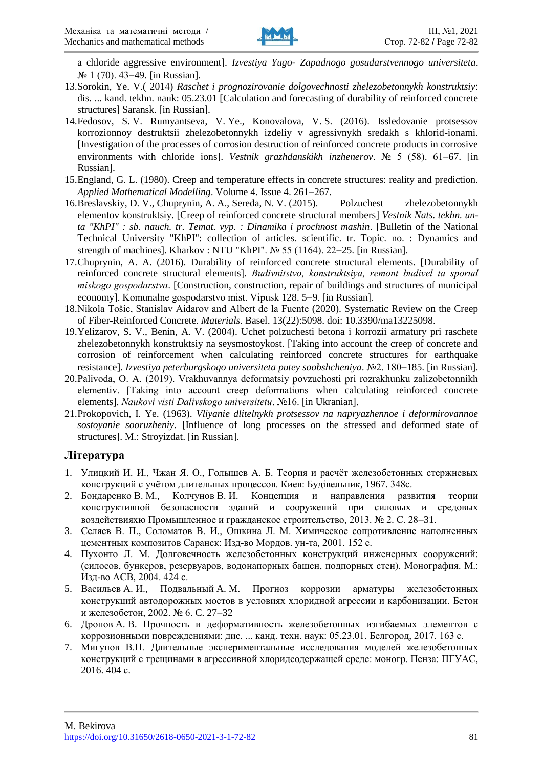a chloride aggressive environment]. *Izvestiya Yugo- Zapadnogo gosudarstvennogo universiteta*. № 1 (70). 43–49. [in Russian].

13. Sorokin, Ye. V.( 2014) *Raschet i prognozirovanie dolgovechnosti zhelezobetonnykh konstruktsiy*: dis. ... kand. tekhn. nauk: 05.23.01 [Calculation and forecasting of durability of reinforced concrete structures] Saransk. [in Russian].
14. Fedosov, S. V. Rumyantseva, V. Ye., Konovalova, V. S. (2016). Issledovanie protsessov korrozionnoy destruktsii zhelezobetonnykh izdeliy v agressivnykh sredakh s khlorid-ionami. [Investigation of the processes of corrosion destruction of reinforced concrete products in corrosive environments with chloride ions]. *Vestnik grazhdanskikh inzhenerov*. № 5 (58). 61–67. [in Russian].
15. England, G. L. (1980). Creep and temperature effects in concrete structures: reality and prediction. *Applied Mathematical Modelling*. Volume 4. Issue 4. 261–267.
16. Breslavskiy, D. V., Chuprynin, A. A., Sereda, N. V. (2015). Polzuchest zhelezobetonnykh elementov konstruktsiy. [Creep of reinforced concrete structural members] *Vestnik Nats. tekhn. un-ta "KhPI" : sb. nauch. tr. Temat. vyp. : Dinamika i prochnost mashin*. [Bulletin of the National Technical University "KhPI": collection of articles. scientific. tr. Topic. no. : Dynamics and strength of machines]. Kharkov : NTU "KhPI". № 55 (1164). 22–25. [in Russian].
17. Chuprynin, A. A. (2016). Durability of reinforced concrete structural elements. [Durability of reinforced concrete structural elements]. *Budivnitstvo, konstruktsiya, remont budivel ta sporud miskogo gospodarstva*. [Construction, construction, repair of buildings and structures of municipal economy]. Komunalne gospodarstvo mist. Vipusk 128. 5–9. [in Russian].
18. Nikola Tošic, Stanislav Aidarov and Albert de la Fuente (2020). Systematic Review on the Creep of Fiber-Reinforced Concrete. *Materials*. Basel. 13(22):5098. doi: 10.3390/ma13225098.
19. Yelizarov, S. V., Benin, A. V. (2004). Uchet polzuchesti betona i korrozii armatury pri raschete zhelezobetonnykh konstruktsiy na seysmostoykost. [Taking into account the creep of concrete and corrosion of reinforcement when calculating reinforced concrete structures for earthquake resistance]. *Izvestiya peterburgskogo universiteta putey soobshcheniya*. №2. 180–185. [in Russian].
20. Palivoda, O. A. (2019). Vrakhuvannya deformatsiy povzuchosti pri rozrakhunku zalizobetonnikh elementiv. [Taking into account creep deformations when calculating reinforced concrete elements]. *Naukovi visti Dalivskogo universitetu*. №16. [in Ukranian].
21. Prokopovich, I. Ye. (1963). *Vliyanie dlitelnykh protsessov na napryazhennoe i deformirovannoe sostoyanie sooruzheniy*. [Influence of long processes on the stressed and deformed state of structures]. M.: Stroyizdat. [in Russian].

## Література

1. Улицкий И. И., Чжан Я. О., Голышев А. Б. Теория и расчёт железобетонных стержневых конструкций с учётом длительных процессов. Киев: Будівельник, 1967. 348с.
2. Бондаренко В. М., Колчунов В. И. Концепция и направления развития теории конструктивной безопасности зданий и сооружений при силовых и средовых воздействияхю Промышленное и гражданское строительство, 2013. № 2. С. 28–31.
3. Селяев В. П., Соломатов В. И., Ошкина Л. М. Химическое сопротивление наполненных цементных композитов Саранск: Изд-во Мордов. ун-та, 2001. 152 с.
4. Пухонто Л. М. Долговечность железобетонных конструкций инженерных сооружений: (силосов, бункеров, резервуаров, водонапорных башен, подпорных стен). Монография. М.: Изд-во АСВ, 2004. 424 с.
5. Васильев А. И., Подвальный А. М. Прогноз коррозии арматуры железобетонных конструкций автодорожных мостов в условиях хлоридной агрессии и карбонизации. Бетон и железобетон, 2002. № 6. С. 27–32
6. Дронов А. В. Прочность и деформативность железобетонных изгибаемых элементов с коррозионными повреждениями: дис. ... канд. техн. наук: 05.23.01. Белгород, 2017. 163 с.
7. Мигунов В.Н. Длительные экспериментальные исследования моделей железобетонных конструкций с трещинами в агрессивной хлоридсодержащей среде: моногр. Пенза: ПГУАС, 2016. 404 с.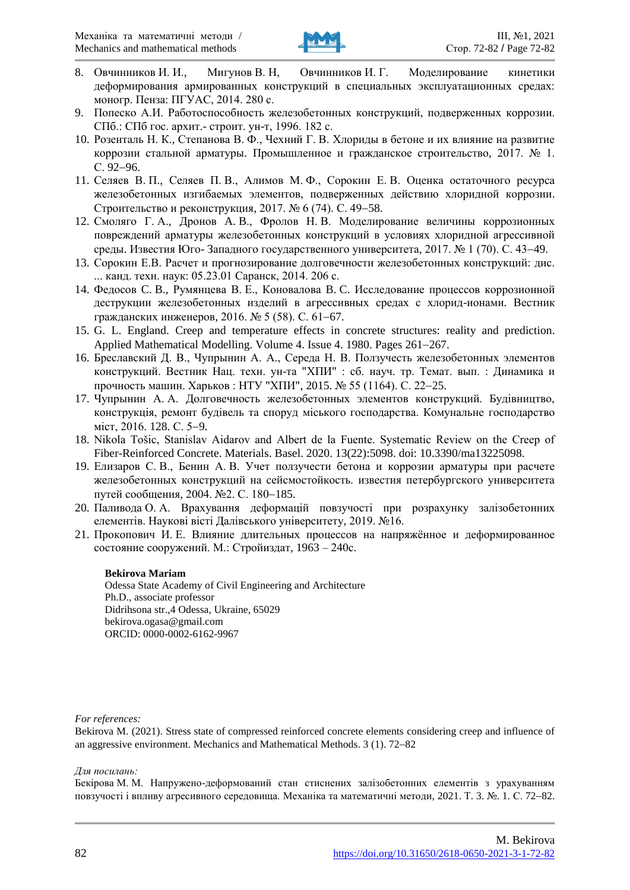8. Овчинников И. И., Мигунов В. Н, Овчинников И. Г. Моделирование кинетики деформирования армированных конструкций в специальных эксплуатационных средах: моногр. Пенза: ПГУАС, 2014. 280 с.
9. Попеско А.И. Работоспособность железобетонных конструкций, подверженных коррозии. СПб.: СПб гос. архит.- строит. ун-т, 1996. 182 с.
10. Розенталь Н. К., Степанова В. Ф., Чехний Г. В. Хлориды в бетоне и их влияние на развитие коррозии стальной арматуры. Промышленное и гражданское строительство, 2017. № 1. С. 92–96.
11. Селяев В. П., Селяев П. В., Алимов М. Ф., Сорокин Е. В. Оценка остаточного ресурса железобетонных изгибаемых элементов, подверженных действию хлоридной коррозии. Строительство и реконструкция, 2017. № 6 (74). С. 49–58.
12. Смоляго Г. А., Дронов А. В., Фролов Н. В. Моделирование величины коррозионных повреждений арматуры железобетонных конструкций в условиях хлоридной агрессивной среды. Известия Юго- Западного государственного университета, 2017. № 1 (70). С. 43–49.
13. Сорокин Е.В. Расчет и прогнозирование долговечности железобетонных конструкций: дис. ... канд. техн. наук: 05.23.01 Саранск, 2014. 206 с.
14. Федосов С. В., Румянцева В. Е., Коновалова В. С. Исследование процессов коррозионной деструкции железобетонных изделий в агрессивных средах с хлорид-ионами. Вестник гражданских инженеров, 2016. № 5 (58). С. 61–67.
15. G. L. England. Creep and temperature effects in concrete structures: reality and prediction. Applied Mathematical Modelling. Volume 4. Issue 4. 1980. Pages 261–267.
16. Бреславский Д. В., Чупрынин А. А., Середа Н. В. Ползучесть железобетонных элементов конструкций. Вестник Нац. техн. ун-та "ХПИ" : сб. науч. тр. Темат. вып. : Динамика и прочность машин. Харьков : НТУ "ХПИ", 2015. № 55 (1164). С. 22–25.
17. Чупрынин А. А. Долговечность железобетонных элементов конструкций. Будівництво, конструкція, ремонт будівель та споруд міського господарства. Комунальне господарство міст, 2016. 128. С. 5–9.
18. Nikola Tošic, Stanislav Aidarov and Albert de la Fuente. Systematic Review on the Creep of Fiber-Reinforced Concrete. Materials. Basel. 2020. 13(22):5098. doi: 10.3390/ma13225098.
19. Елизаров С. В., Бенин А. В. Учет ползучести бетона и коррозии арматуры при расчете железобетонных конструкций на сейсмостойкость. известия петербургского университета путей сообщения, 2004. №2. С. 180–185.
20. Паливода О. А. Врахування деформацій повзучості при розрахунку залізобетонних елементів. Наукові вісті Далівського університету, 2019. №16.
21. Прокопович И. Е. Влияние длительных процессов на напряжённое и деформированное состояние сооружений. М.: Стройиздат, 1963 – 240с.

**Bekirova Mariam**
Odessa State Academy of Civil Engineering and Architecture
Ph.D., associate professor
Didrihsona str.,4 Odessa, Ukraine, 65029
bekirova.ogasa@gmail.com
ORCID: 0000-0002-6162-9967

*For references:*
Bekirova M. (2021). Stress state of compressed reinforced concrete elements considering creep and influence of an aggressive environment. Mechanics and Mathematical Methods. 3 (1). 72–82

*Для посилань:*
Бекірова М. М. Напружено-деформований стан стиснених залізобетонних елементів з урахуванням повзучості і впливу агресивного середовища. Механіка та математичні методи, 2021. Т. 3. №. 1. С. 72–82.